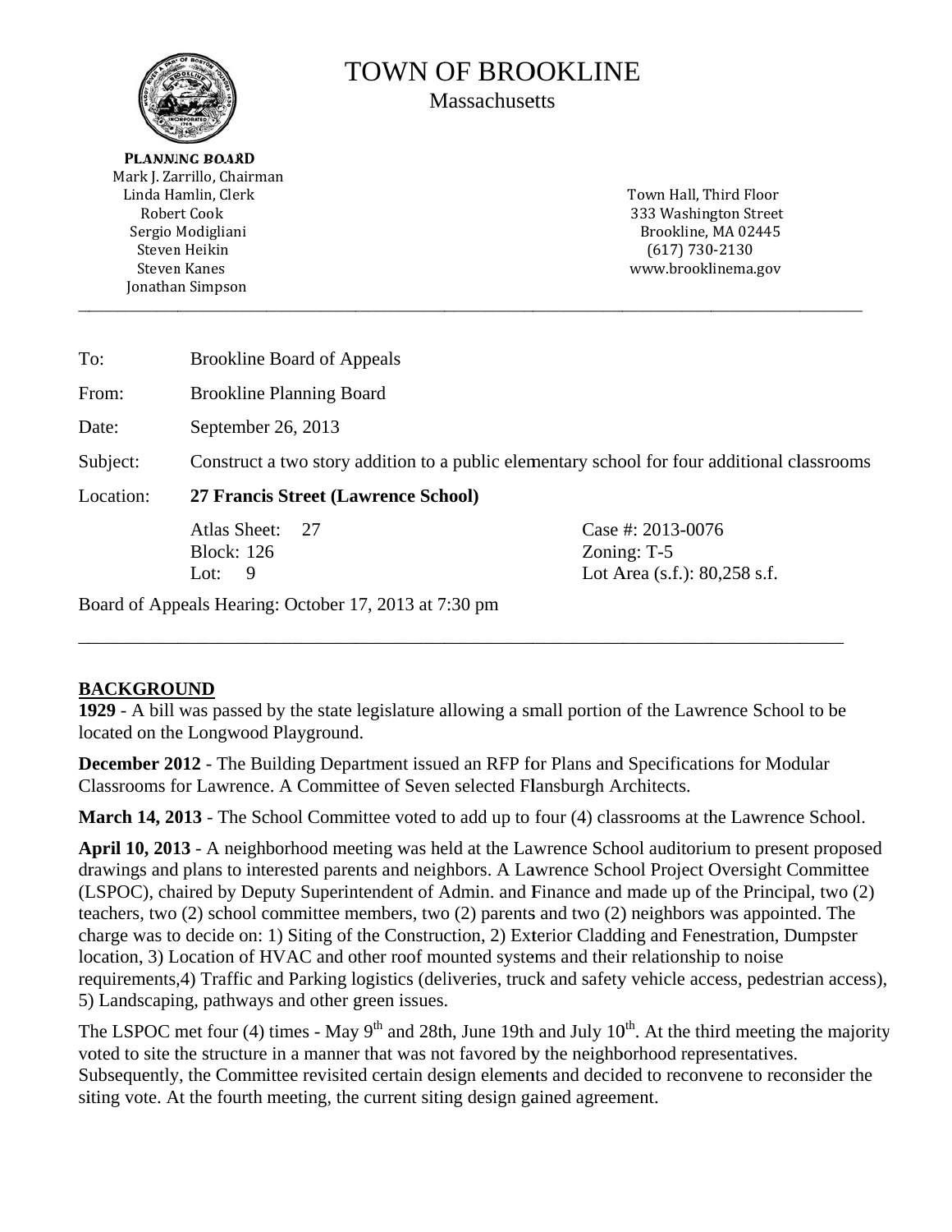# TOWN OF BROOKLINE

Massachusetts

**PLANNING BOARD**

Mark J. Zarrillo, Chairman
Linda Hamlin, Clerk
Robert Cook
Sergio Modigliani
Steven Heikin
Steven Kanes
Jonathan Simpson

Town Hall, Third Floor
333 Washington Street
Brookline, MA 02445
(617) 730-2130
www.brooklinema.gov

---

| | |
|---|---|
| To: | Brookline Board of Appeals |
| From: | Brookline Planning Board |
| Date: | September 26, 2013 |
| Subject: | Construct a two story addition to a public elementary school for four additional classrooms |
| Location: | **27 Francis Street (Lawrence School)** |

| | |
|---|---|
| Atlas Sheet: 27 | Case #: 2013-0076 |
| Block: 126 | Zoning: T-5 |
| Lot: 9 | Lot Area (s.f.): 80,258 s.f. |

Board of Appeals Hearing: October 17, 2013 at 7:30 pm

---

## BACKGROUND

**1929** - A bill was passed by the state legislature allowing a small portion of the Lawrence School to be located on the Longwood Playground.

**December 2012** - The Building Department issued an RFP for Plans and Specifications for Modular Classrooms for Lawrence. A Committee of Seven selected Flansburgh Architects.

**March 14, 2013** - The School Committee voted to add up to four (4) classrooms at the Lawrence School.

**April 10, 2013** - A neighborhood meeting was held at the Lawrence School auditorium to present proposed drawings and plans to interested parents and neighbors. A Lawrence School Project Oversight Committee (LSPOC), chaired by Deputy Superintendent of Admin. and Finance and made up of the Principal, two (2) teachers, two (2) school committee members, two (2) parents and two (2) neighbors was appointed. The charge was to decide on: 1) Siting of the Construction, 2) Exterior Cladding and Fenestration, Dumpster location, 3) Location of HVAC and other roof mounted systems and their relationship to noise requirements,4) Traffic and Parking logistics (deliveries, truck and safety vehicle access, pedestrian access), 5) Landscaping, pathways and other green issues.

The LSPOC met four (4) times - May 9th and 28th, June 19th and July 10th. At the third meeting the majority voted to site the structure in a manner that was not favored by the neighborhood representatives. Subsequently, the Committee revisited certain design elements and decided to reconvene to reconsider the siting vote. At the fourth meeting, the current siting design gained agreement.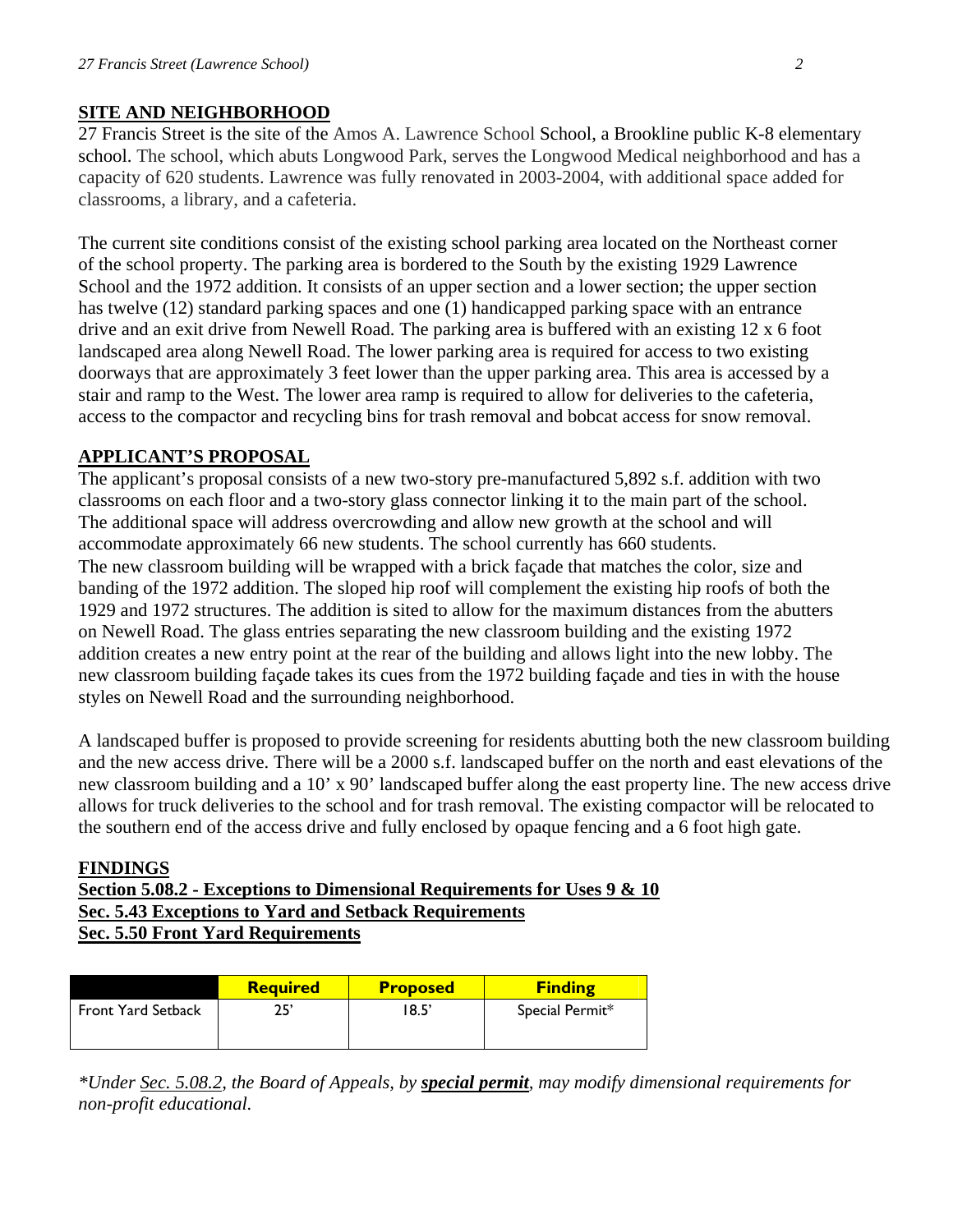## SITE AND NEIGHBORHOOD

27 Francis Street is the site of the Amos A. Lawrence School School, a Brookline public K-8 elementary school. The school, which abuts Longwood Park, serves the Longwood Medical neighborhood and has a capacity of 620 students. Lawrence was fully renovated in 2003-2004, with additional space added for classrooms, a library, and a cafeteria.

The current site conditions consist of the existing school parking area located on the Northeast corner of the school property. The parking area is bordered to the South by the existing 1929 Lawrence School and the 1972 addition. It consists of an upper section and a lower section; the upper section has twelve (12) standard parking spaces and one (1) handicapped parking space with an entrance drive and an exit drive from Newell Road. The parking area is buffered with an existing 12 x 6 foot landscaped area along Newell Road. The lower parking area is required for access to two existing doorways that are approximately 3 feet lower than the upper parking area. This area is accessed by a stair and ramp to the West. The lower area ramp is required to allow for deliveries to the cafeteria, access to the compactor and recycling bins for trash removal and bobcat access for snow removal.

## APPLICANT'S PROPOSAL

The applicant's proposal consists of a new two-story pre-manufactured 5,892 s.f. addition with two classrooms on each floor and a two-story glass connector linking it to the main part of the school. The additional space will address overcrowding and allow new growth at the school and will accommodate approximately 66 new students. The school currently has 660 students.
The new classroom building will be wrapped with a brick façade that matches the color, size and banding of the 1972 addition. The sloped hip roof will complement the existing hip roofs of both the 1929 and 1972 structures. The addition is sited to allow for the maximum distances from the abutters on Newell Road. The glass entries separating the new classroom building and the existing 1972 addition creates a new entry point at the rear of the building and allows light into the new lobby. The new classroom building façade takes its cues from the 1972 building façade and ties in with the house styles on Newell Road and the surrounding neighborhood.

A landscaped buffer is proposed to provide screening for residents abutting both the new classroom building and the new access drive. There will be a 2000 s.f. landscaped buffer on the north and east elevations of the new classroom building and a 10' x 90' landscaped buffer along the east property line. The new access drive allows for truck deliveries to the school and for trash removal. The existing compactor will be relocated to the southern end of the access drive and fully enclosed by opaque fencing and a 6 foot high gate.

## FINDINGS

**Section 5.08.2 - Exceptions to Dimensional Requirements for Uses 9 & 10**
**Sec. 5.43 Exceptions to Yard and Setback Requirements**
**Sec. 5.50 Front Yard Requirements**

| | Required | Proposed | Finding |
|---|---|---|---|
| Front Yard Setback | 25' | 18.5' | Special Permit* |

*\*Under Sec. 5.08.2, the Board of Appeals, by **special permit**, may modify dimensional requirements for non-profit educational.*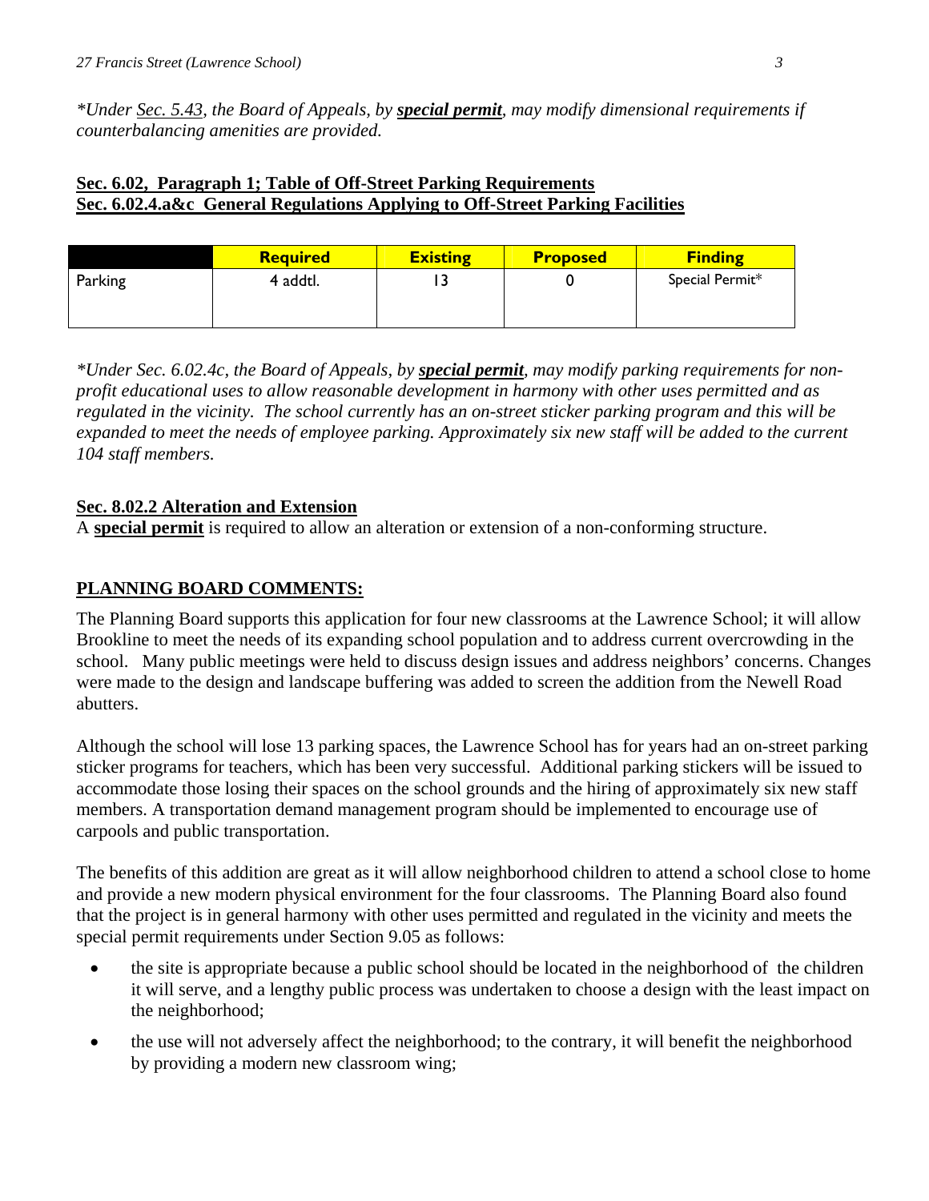*\*Under Sec. 5.43, the Board of Appeals, by **special permit**, may modify dimensional requirements if counterbalancing amenities are provided.*

**Sec. 6.02, Paragraph 1; Table of Off-Street Parking Requirements**
**Sec. 6.02.4.a&c General Regulations Applying to Off-Street Parking Facilities**

| | Required | Existing | Proposed | Finding |
|---|---|---|---|---|
| Parking | 4 addtl. | 13 | 0 | Special Permit* |

*\*Under Sec. 6.02.4c, the Board of Appeals, by **special permit**, may modify parking requirements for non-profit educational uses to allow reasonable development in harmony with other uses permitted and as regulated in the vicinity. The school currently has an on-street sticker parking program and this will be expanded to meet the needs of employee parking. Approximately six new staff will be added to the current 104 staff members.*

**Sec. 8.02.2 Alteration and Extension**

A **special permit** is required to allow an alteration or extension of a non-conforming structure.

## PLANNING BOARD COMMENTS:

The Planning Board supports this application for four new classrooms at the Lawrence School; it will allow Brookline to meet the needs of its expanding school population and to address current overcrowding in the school. Many public meetings were held to discuss design issues and address neighbors' concerns. Changes were made to the design and landscape buffering was added to screen the addition from the Newell Road abutters.

Although the school will lose 13 parking spaces, the Lawrence School has for years had an on-street parking sticker programs for teachers, which has been very successful. Additional parking stickers will be issued to accommodate those losing their spaces on the school grounds and the hiring of approximately six new staff members. A transportation demand management program should be implemented to encourage use of carpools and public transportation.

The benefits of this addition are great as it will allow neighborhood children to attend a school close to home and provide a new modern physical environment for the four classrooms. The Planning Board also found that the project is in general harmony with other uses permitted and regulated in the vicinity and meets the special permit requirements under Section 9.05 as follows:

- the site is appropriate because a public school should be located in the neighborhood of the children it will serve, and a lengthy public process was undertaken to choose a design with the least impact on the neighborhood;
- the use will not adversely affect the neighborhood; to the contrary, it will benefit the neighborhood by providing a modern new classroom wing;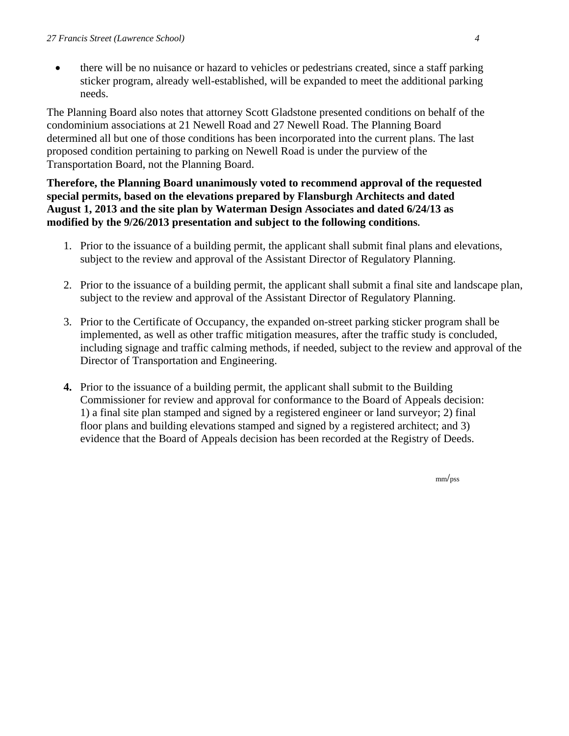- there will be no nuisance or hazard to vehicles or pedestrians created, since a staff parking sticker program, already well-established, will be expanded to meet the additional parking needs.

The Planning Board also notes that attorney Scott Gladstone presented conditions on behalf of the condominium associations at 21 Newell Road and 27 Newell Road. The Planning Board determined all but one of those conditions has been incorporated into the current plans. The last proposed condition pertaining to parking on Newell Road is under the purview of the Transportation Board, not the Planning Board.

**Therefore, the Planning Board unanimously voted to recommend approval of the requested special permits, based on the elevations prepared by Flansburgh Architects and dated August 1, 2013 and the site plan by Waterman Design Associates and dated 6/24/13 as modified by the 9/26/2013 presentation and subject to the following conditions.**

1. Prior to the issuance of a building permit, the applicant shall submit final plans and elevations, subject to the review and approval of the Assistant Director of Regulatory Planning.

2. Prior to the issuance of a building permit, the applicant shall submit a final site and landscape plan, subject to the review and approval of the Assistant Director of Regulatory Planning.

3. Prior to the Certificate of Occupancy, the expanded on-street parking sticker program shall be implemented, as well as other traffic mitigation measures, after the traffic study is concluded, including signage and traffic calming methods, if needed, subject to the review and approval of the Director of Transportation and Engineering.

4. Prior to the issuance of a building permit, the applicant shall submit to the Building Commissioner for review and approval for conformance to the Board of Appeals decision: 1) a final site plan stamped and signed by a registered engineer or land surveyor; 2) final floor plans and building elevations stamped and signed by a registered architect; and 3) evidence that the Board of Appeals decision has been recorded at the Registry of Deeds.

mm/pss